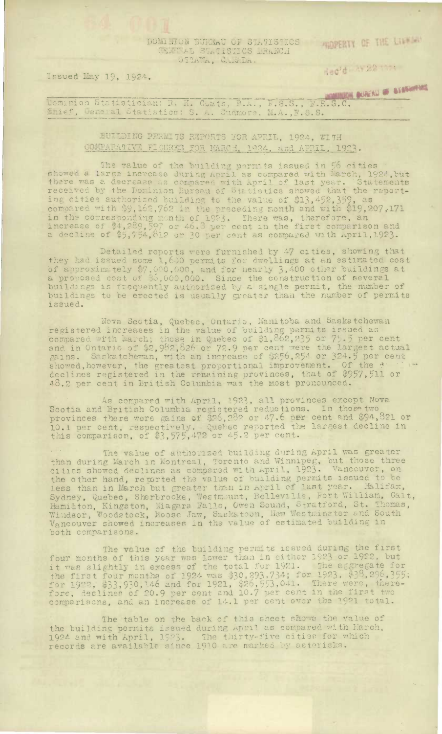DOMINION BUREAU OF STATISTICS
GENERAL STATISTICS BRANCH
OTTAWA, CANADA.

PROPERTY OF THE LIBRARY

Issued May 19, 1924.

Dominion Statistician: R. H. Coats, B.A., F.S.S., F.R.S.C.
Chief, General Statistics: S. A. Cudmore, M.A., F.S.S.

BUILDING PERMITS REPORTS FOR APRIL, 1924, WITH COMPARATIVE FIGURES FOR MARCH, 1924, and APRIL, 1923.

The value of the building permits issued in 56 cities showed a large increase during April as compared with March, 1924, but there was a decrease as compared with April of last year. Statements received by the Dominion Bureau of Statistics showed that the reporting cities authorized building to the value of $13,452,359, as compared with $9,162,762 in the preceding month and with $19,207,171 in the corresponding month of 1923. There was, therefore, an increase of $4,289,597 or 46.8 per cent in the first comparison and a decline of $5,754,812 or 30 per cent as compared with April, 1923.

Detailed reports were furnished by 47 cities, showing that they had issued some 1,600 permits for dwellings at an estimated cost of approximately $7,000,000, and for nearly 3,400 other buildings at a proposed cost of $5,000,000. Since the construction of several buildings is frequently authorized by a single permit, the number of buildings to be erected is usually greater than the number of permits issued.

Nova Scotia, Quebec, Ontario, Manitoba and Saskatchewan registered increases in the value of building permits issued as compared with March; those in Quebec of $1,862,235 or 75.5 per cent and in Ontario of $2,982,826 or 72.9 per cent were the largest actual gains. Saskatchewan, with an increase of $256,254 or 324.5 per cent showed, however, the greatest proportional improvement. Of the declines registered in the remaining provinces, that of $957,511 or 48.2 per cent in British Columbia was the most pronounced.

As compared with April, 1923, all provinces except Nova Scotia and British Columbia registered reductions. In those two provinces there were gains of $26,282 or 47.6 per cent and $94,321 or 10.1 per cent, respectively. Quebec reported the largest decline in this comparison, of $3,575,472 or 45.2 per cent.

The value of authorized building during April was greater than during March in Montreal, Toronto and Winnipeg, but those three cities showed declines as compared with April, 1923. Vancouver, on the other hand, reported the value of building permits issued to be less than in March but greater than in April of last year. Halifax, Sydney, Quebec, Sherbrooke, Westmount, Belleville, Fort William, Galt, Hamilton, Kingston, Niagara Falls, Owen Sound, Stratford, St. Thomas, Windsor, Woodstock, Moose Jaw, Saskatoon, New Westminster and South Vancouver showed increases in the value of estimated building in both comparisons.

The value of the building permits issued during the first four months of this year was lower than in either 1923 or 1922, but it was slightly in excess of the total for 1921. The aggregate for the first four months of 1924 was $30,293,734; for 1923, $38,296,355; for 1922, $33,930,146 and for 1921, $26,553,041. There were, therefore, declines of 20.9 per cent and 10.7 per cent in the first two comparisons, and an increase of 14.1 per cent over the 1921 total.

The table on the back of this sheet shows the value of the building permits issued during April as compared with March, 1924 and with April, 1923. The thirty-five cities for which records are available since 1910 are marked by asterisks.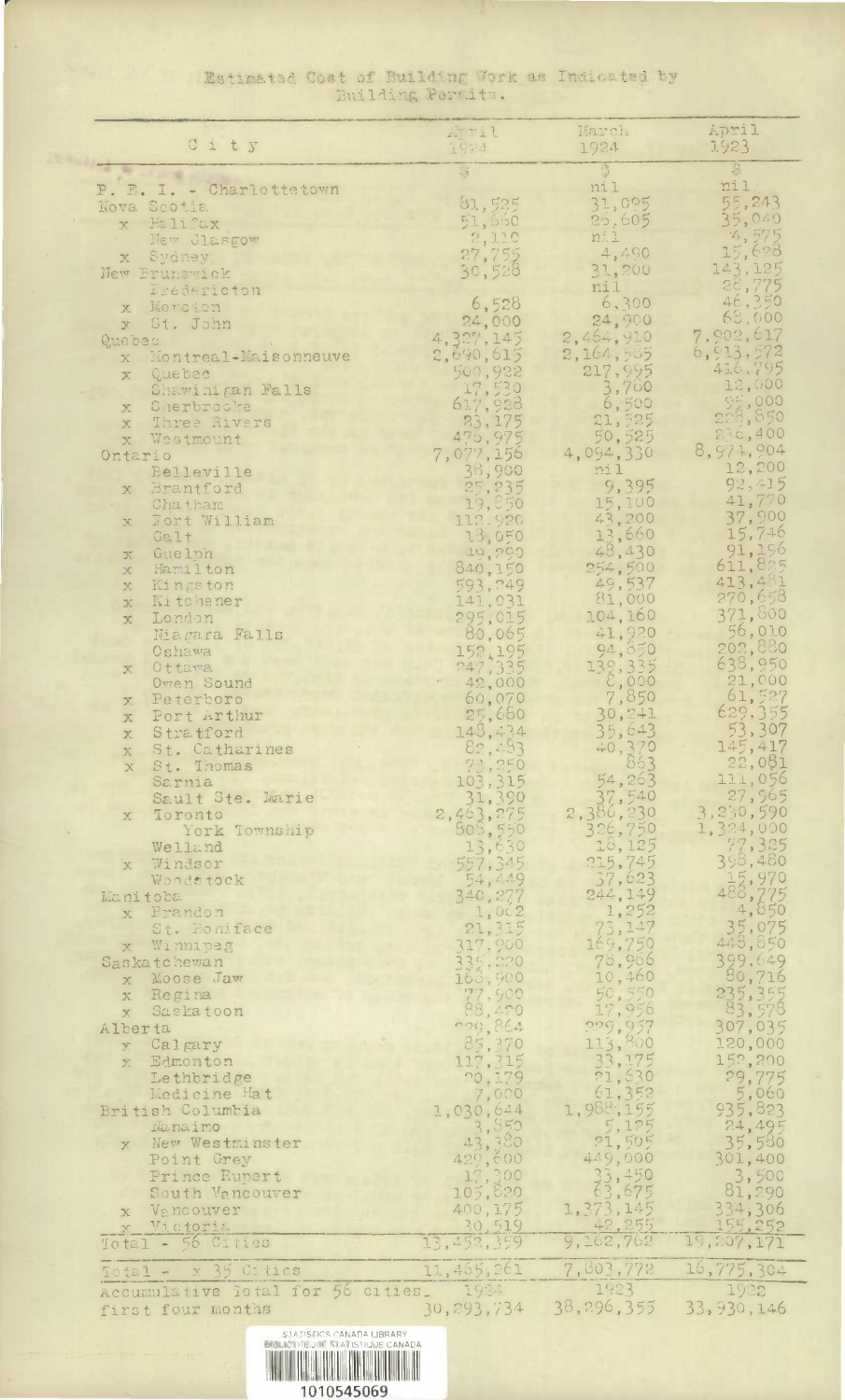# Estimated Cost of Building Work as Indicated by Building Permits.

| City | April 1924 | March 1924 | April 1923 |
|---|---|---|---|
| | $ | $ | $ |
| P. E. I. - Charlottetown | | nil | nil |
| Nova Scotia | 81,525 | 31,095 | 55,243 |
| x Halifax | 51,660 | 26,605 | 35,040 |
| New Glasgow | 2,110 | nil | 4,575 |
| x Sydney | 27,755 | 4,490 | 15,628 |
| New Brunswick | 30,528 | 31,200 | 143,125 |
| Fredericton | | nil | 28,775 |
| x Moncton | 6,528 | 6,300 | 46,350 |
| x St. John | 24,000 | 24,900 | 68,000 |
| Quebec | 4,327,145 | 2,464,910 | 7,902,617 |
| x Montreal-Maisonneuve | 2,690,615 | 2,164,965 | 6,913,572 |
| x Quebec | 500,922 | 217,995 | 416,795 |
| Shawinigan Falls | 17,530 | 3,700 | 12,000 |
| x Sherbrooke | 617,928 | 6,500 | 95,000 |
| x Three Rivers | 23,175 | 21,525 | 228,850 |
| x Westmount | 476,975 | 50,525 | 236,400 |
| Ontario | 7,077,156 | 4,094,330 | 8,974,904 |
| Belleville | 38,900 | nil | 12,200 |
| x Brantford | 25,235 | 9,395 | 92,415 |
| Chatham | 19,850 | 15,100 | 41,770 |
| x Fort William | 112,920 | 43,200 | 37,900 |
| Galt | 13,050 | 13,660 | 15,746 |
| x Guelph | 19,290 | 48,430 | 91,196 |
| x Hamilton | 840,150 | 254,500 | 611,825 |
| x Kingston | 593,249 | 49,537 | 413,481 |
| x Kitchener | 141,031 | 81,000 | 270,658 |
| x London | 295,015 | 104,160 | 371,800 |
| Niagara Falls | 80,065 | 41,920 | 56,010 |
| Oshawa | 152,195 | 94,350 | 202,880 |
| x Ottawa | 247,335 | 139,335 | 638,950 |
| Owen Sound | 42,000 | 8,000 | 21,000 |
| x Peterboro | 60,070 | 7,850 | 61,527 |
| x Port Arthur | 25,680 | 30,241 | 629,355 |
| x Stratford | 148,434 | 35,643 | 53,307 |
| x St. Catharines | 82,483 | 40,370 | 145,417 |
| x St. Thomas | 72,250 | 863 | 22,081 |
| Sarnia | 103,315 | 54,263 | 111,056 |
| Sault Ste. Marie | 31,390 | 37,540 | 27,965 |
| x Toronto | 2,463,275 | 2,386,230 | 3,230,590 |
| York Township | 806,550 | 326,750 | 1,324,000 |
| Welland | 13,630 | 16,125 | 77,325 |
| x Windsor | 557,345 | 215,745 | 398,480 |
| Woodstock | 54,449 | 37,623 | 15,970 |
| Manitoba | 340,277 | 244,149 | 488,775 |
| x Brandon | 1,062 | 1,252 | 4,850 |
| St. Boniface | 21,315 | 73,147 | 35,075 |
| x Winnipeg | 317,900 | 169,750 | 448,850 |
| Saskatchewan | 335,220 | 78,966 | 399,649 |
| x Moose Jaw | 168,900 | 10,460 | 80,716 |
| x Regina | 77,900 | 50,550 | 235,355 |
| x Saskatoon | 88,420 | 17,956 | 83,578 |
| Alberta | 229,864 | 229,957 | 307,035 |
| x Calgary | 85,270 | 113,800 | 120,000 |
| x Edmonton | 117,315 | 33,175 | 152,200 |
| Lethbridge | 20,179 | 21,630 | 29,775 |
| Medicine Hat | 7,000 | 61,352 | 5,060 |
| British Columbia | 1,030,644 | 1,988,155 | 935,823 |
| Nanaimo | 3,850 | 5,125 | 24,495 |
| x New Westminster | 43,380 | 21,595 | 35,580 |
| Point Grey | 429,600 | 449,900 | 301,400 |
| Prince Rupert | 17,300 | 33,450 | 3,500 |
| South Vancouver | 105,820 | 63,675 | 81,290 |
| x Vancouver | 400,175 | 1,373,145 | 334,306 |
| x Victoria | 30,519 | 42,255 | 155,252 |
| Total - 56 Cities | 13,452,359 | 9,162,762 | 19,207,171 |
| Total - x 35 Cities | 11,465,261 | 7,803,772 | 16,775,304 |
| Accumulative Total for 56 cities first four months | 1924 30,293,734 | 1923 38,296,355 | 1922 33,930,146 |